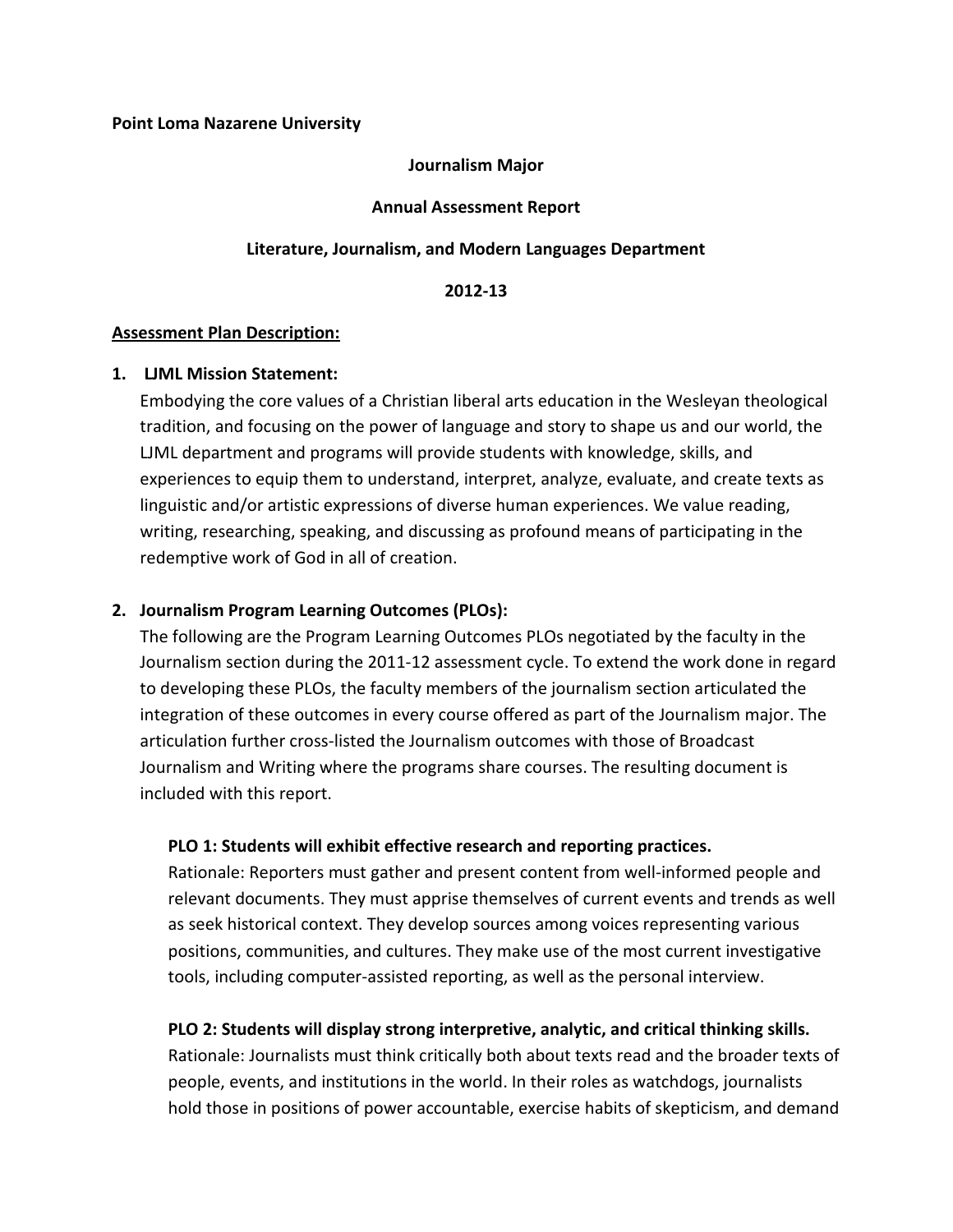**Point Loma Nazarene University**

**Journalism Major**

**Annual Assessment Report**

**Literature, Journalism, and Modern Languages Department**

**2012-13**

**<u>Assessment Plan Description:</u>**

1. **LJML Mission Statement:**
   Embodying the core values of a Christian liberal arts education in the Wesleyan theological tradition, and focusing on the power of language and story to shape us and our world, the LJML department and programs will provide students with knowledge, skills, and experiences to equip them to understand, interpret, analyze, evaluate, and create texts as linguistic and/or artistic expressions of diverse human experiences. We value reading, writing, researching, speaking, and discussing as profound means of participating in the redemptive work of God in all of creation.

2. **Journalism Program Learning Outcomes (PLOs):**
   The following are the Program Learning Outcomes PLOs negotiated by the faculty in the Journalism section during the 2011-12 assessment cycle. To extend the work done in regard to developing these PLOs, the faculty members of the journalism section articulated the integration of these outcomes in every course offered as part of the Journalism major. The articulation further cross-listed the Journalism outcomes with those of Broadcast Journalism and Writing where the programs share courses. The resulting document is included with this report.

   **PLO 1: Students will exhibit effective research and reporting practices.**
   Rationale: Reporters must gather and present content from well-informed people and relevant documents. They must apprise themselves of current events and trends as well as seek historical context. They develop sources among voices representing various positions, communities, and cultures. They make use of the most current investigative tools, including computer-assisted reporting, as well as the personal interview.

   **PLO 2: Students will display strong interpretive, analytic, and critical thinking skills.**
   Rationale: Journalists must think critically both about texts read and the broader texts of people, events, and institutions in the world. In their roles as watchdogs, journalists hold those in positions of power accountable, exercise habits of skepticism, and demand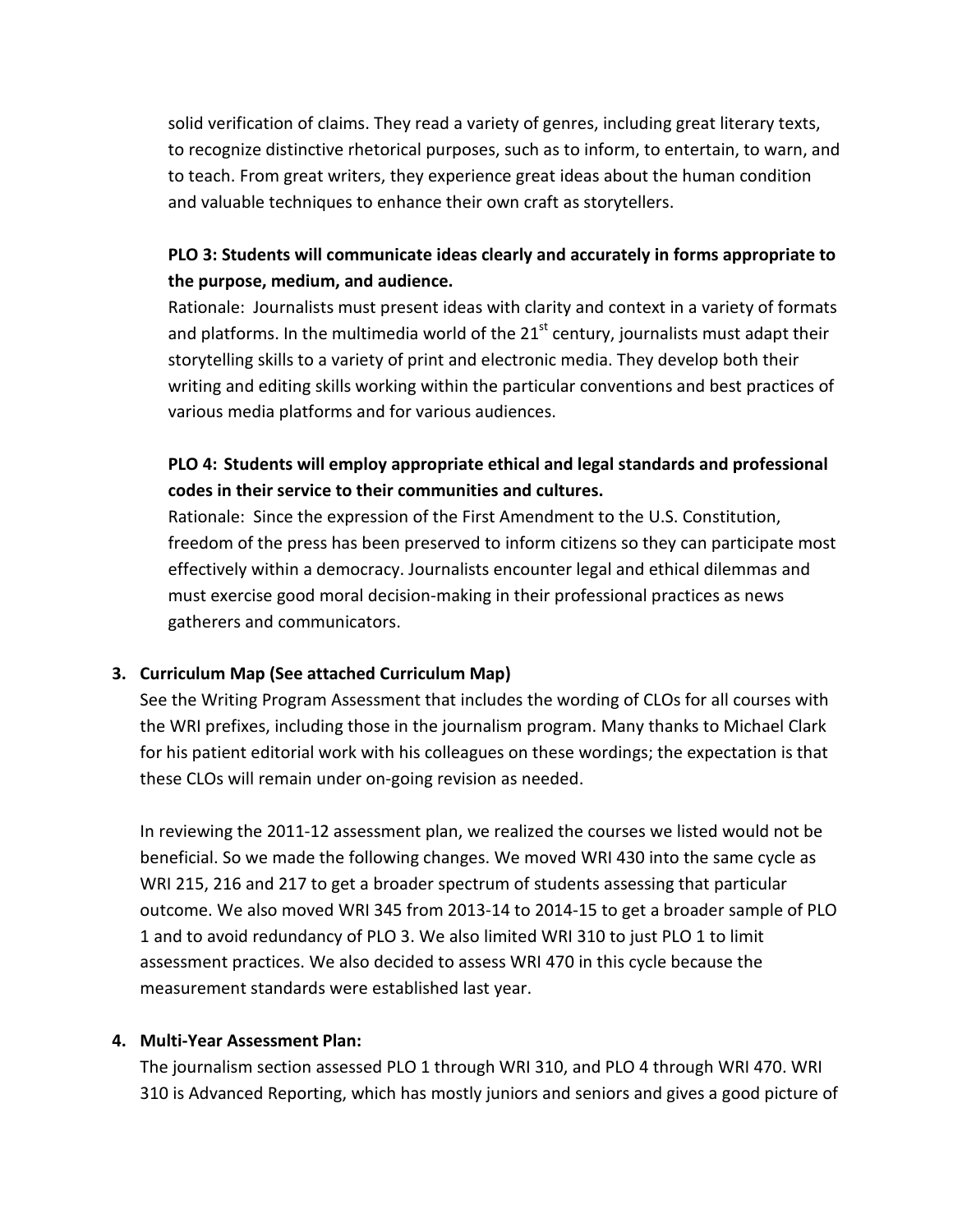solid verification of claims. They read a variety of genres, including great literary texts, to recognize distinctive rhetorical purposes, such as to inform, to entertain, to warn, and to teach. From great writers, they experience great ideas about the human condition and valuable techniques to enhance their own craft as storytellers.

**PLO 3: Students will communicate ideas clearly and accurately in forms appropriate to the purpose, medium, and audience.**

Rationale: Journalists must present ideas with clarity and context in a variety of formats and platforms. In the multimedia world of the 21st century, journalists must adapt their storytelling skills to a variety of print and electronic media. They develop both their writing and editing skills working within the particular conventions and best practices of various media platforms and for various audiences.

**PLO 4: Students will employ appropriate ethical and legal standards and professional codes in their service to their communities and cultures.**

Rationale: Since the expression of the First Amendment to the U.S. Constitution, freedom of the press has been preserved to inform citizens so they can participate most effectively within a democracy. Journalists encounter legal and ethical dilemmas and must exercise good moral decision-making in their professional practices as news gatherers and communicators.

**3. Curriculum Map (See attached Curriculum Map)**

See the Writing Program Assessment that includes the wording of CLOs for all courses with the WRI prefixes, including those in the journalism program. Many thanks to Michael Clark for his patient editorial work with his colleagues on these wordings; the expectation is that these CLOs will remain under on-going revision as needed.

In reviewing the 2011-12 assessment plan, we realized the courses we listed would not be beneficial. So we made the following changes. We moved WRI 430 into the same cycle as WRI 215, 216 and 217 to get a broader spectrum of students assessing that particular outcome. We also moved WRI 345 from 2013-14 to 2014-15 to get a broader sample of PLO 1 and to avoid redundancy of PLO 3. We also limited WRI 310 to just PLO 1 to limit assessment practices. We also decided to assess WRI 470 in this cycle because the measurement standards were established last year.

**4. Multi-Year Assessment Plan:**

The journalism section assessed PLO 1 through WRI 310, and PLO 4 through WRI 470. WRI 310 is Advanced Reporting, which has mostly juniors and seniors and gives a good picture of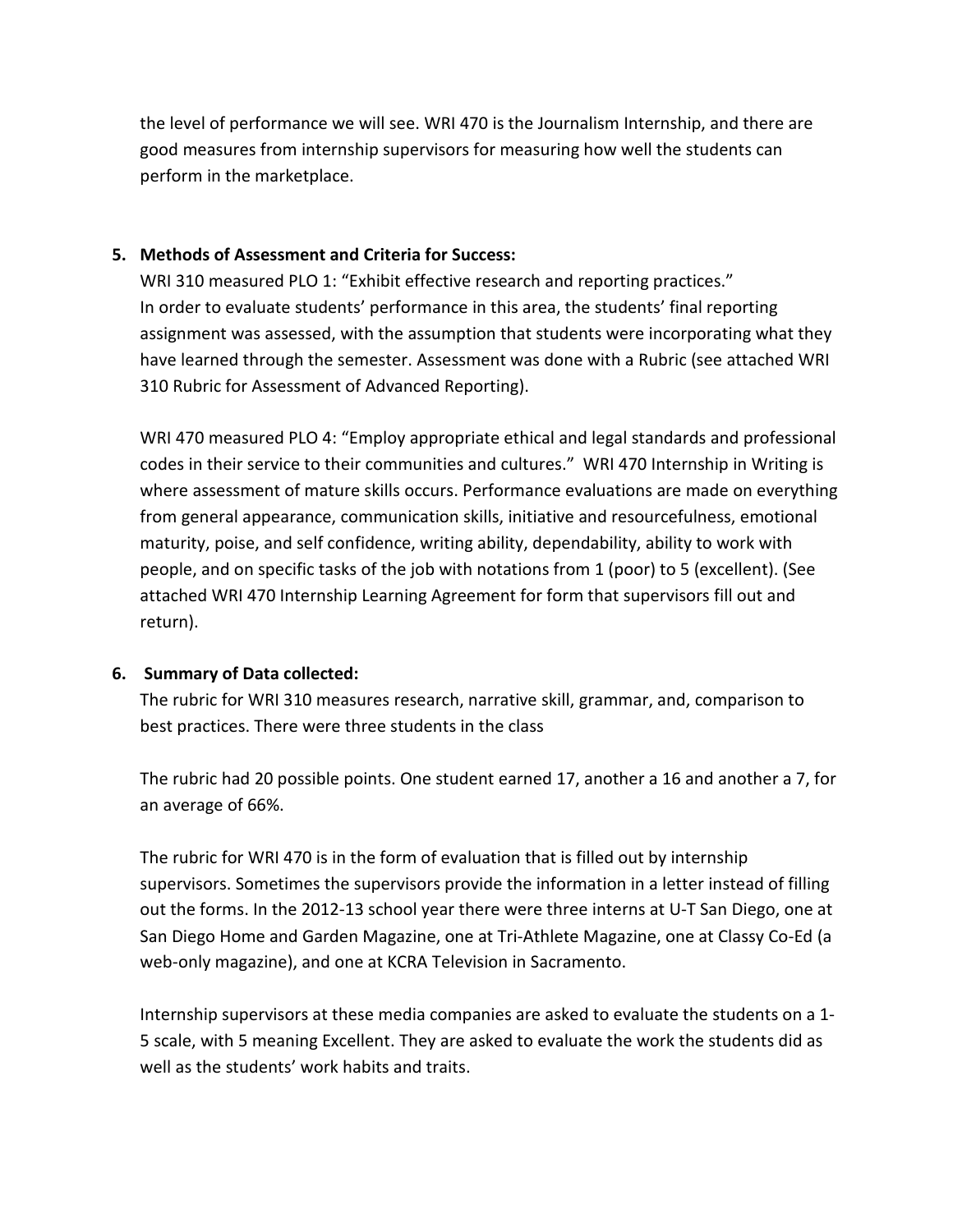the level of performance we will see. WRI 470 is the Journalism Internship, and there are good measures from internship supervisors for measuring how well the students can perform in the marketplace.

5. **Methods of Assessment and Criteria for Success:**

   WRI 310 measured PLO 1: "Exhibit effective research and reporting practices." In order to evaluate students' performance in this area, the students' final reporting assignment was assessed, with the assumption that students were incorporating what they have learned through the semester. Assessment was done with a Rubric (see attached WRI 310 Rubric for Assessment of Advanced Reporting).

   WRI 470 measured PLO 4: "Employ appropriate ethical and legal standards and professional codes in their service to their communities and cultures." WRI 470 Internship in Writing is where assessment of mature skills occurs. Performance evaluations are made on everything from general appearance, communication skills, initiative and resourcefulness, emotional maturity, poise, and self confidence, writing ability, dependability, ability to work with people, and on specific tasks of the job with notations from 1 (poor) to 5 (excellent). (See attached WRI 470 Internship Learning Agreement for form that supervisors fill out and return).

6. **Summary of Data collected:**

   The rubric for WRI 310 measures research, narrative skill, grammar, and, comparison to best practices. There were three students in the class

   The rubric had 20 possible points. One student earned 17, another a 16 and another a 7, for an average of 66%.

   The rubric for WRI 470 is in the form of evaluation that is filled out by internship supervisors. Sometimes the supervisors provide the information in a letter instead of filling out the forms. In the 2012-13 school year there were three interns at U-T San Diego, one at San Diego Home and Garden Magazine, one at Tri-Athlete Magazine, one at Classy Co-Ed (a web-only magazine), and one at KCRA Television in Sacramento.

   Internship supervisors at these media companies are asked to evaluate the students on a 1-5 scale, with 5 meaning Excellent. They are asked to evaluate the work the students did as well as the students' work habits and traits.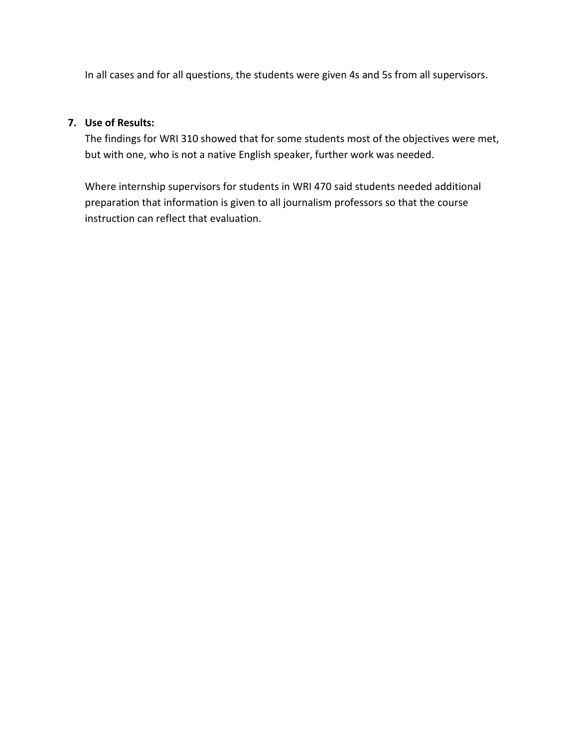In all cases and for all questions, the students were given 4s and 5s from all supervisors.

**7. Use of Results:**

The findings for WRI 310 showed that for some students most of the objectives were met, but with one, who is not a native English speaker, further work was needed.

Where internship supervisors for students in WRI 470 said students needed additional preparation that information is given to all journalism professors so that the course instruction can reflect that evaluation.